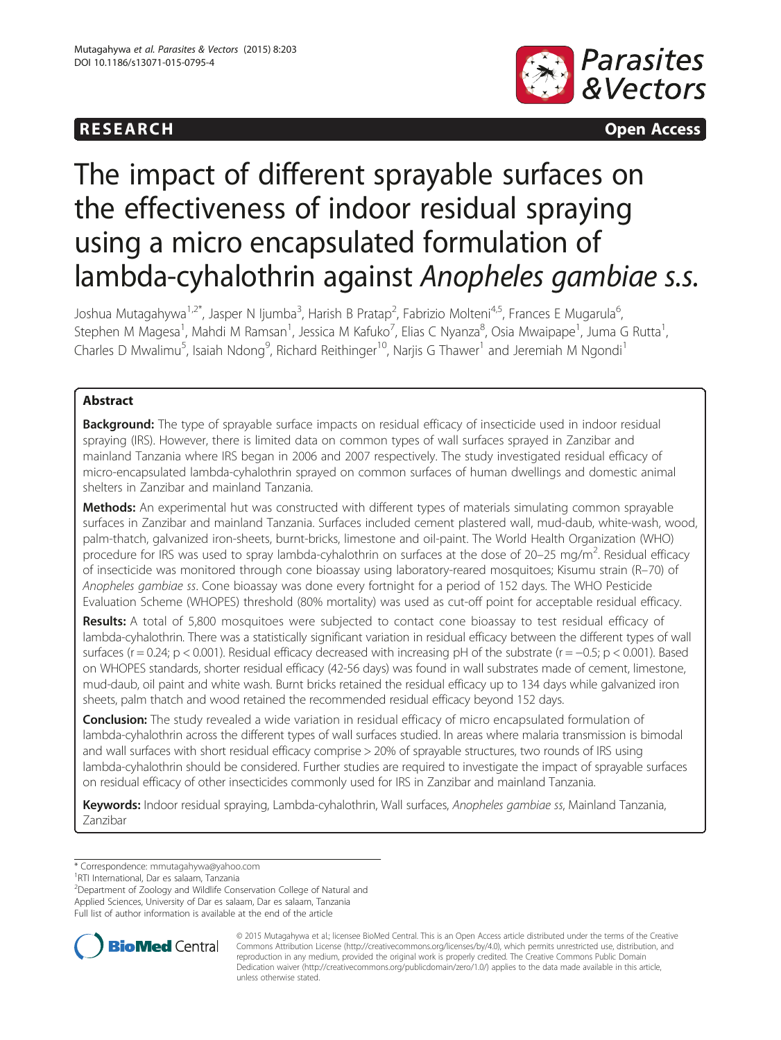RESEARCH Open Access

# The impact of different sprayable surfaces on the effectiveness of indoor residual spraying using a micro encapsulated formulation of lambda-cyhalothrin against *Anopheles gambiae s.s.*

Joshua Mutagahywa[1,2*], Jasper N Ijumba[3], Harish B Pratap[2], Fabrizio Molteni[4,5], Frances E Mugarula[6], Stephen M Magesa[1], Mahdi M Ramsan[1], Jessica M Kafuko[7], Elias C Nyanza[8], Osia Mwaipape[1], Juma G Rutta[1], Charles D Mwalimu[5], Isaiah Ndong[9], Richard Reithinger[10], Narjis G Thawer[1] and Jeremiah M Ngondi[1]

## Abstract

**Background:** The type of sprayable surface impacts on residual efficacy of insecticide used in indoor residual spraying (IRS). However, there is limited data on common types of wall surfaces sprayed in Zanzibar and mainland Tanzania where IRS began in 2006 and 2007 respectively. The study investigated residual efficacy of micro-encapsulated lambda-cyhalothrin sprayed on common surfaces of human dwellings and domestic animal shelters in Zanzibar and mainland Tanzania.

**Methods:** An experimental hut was constructed with different types of materials simulating common sprayable surfaces in Zanzibar and mainland Tanzania. Surfaces included cement plastered wall, mud-daub, white-wash, wood, palm-thatch, galvanized iron-sheets, burnt-bricks, limestone and oil-paint. The World Health Organization (WHO) procedure for IRS was used to spray lambda-cyhalothrin on surfaces at the dose of 20–25 mg/m$^2$. Residual efficacy of insecticide was monitored through cone bioassay using laboratory-reared mosquitoes; Kisumu strain (R–70) of *Anopheles gambiae ss*. Cone bioassay was done every fortnight for a period of 152 days. The WHO Pesticide Evaluation Scheme (WHOPES) threshold (80% mortality) was used as cut-off point for acceptable residual efficacy.

**Results:** A total of 5,800 mosquitoes were subjected to contact cone bioassay to test residual efficacy of lambda-cyhalothrin. There was a statistically significant variation in residual efficacy between the different types of wall surfaces ($r = 0.24$; $p < 0.001$). Residual efficacy decreased with increasing pH of the substrate ($r = -0.5$; $p < 0.001$). Based on WHOPES standards, shorter residual efficacy (42-56 days) was found in wall substrates made of cement, limestone, mud-daub, oil paint and white wash. Burnt bricks retained the residual efficacy up to 134 days while galvanized iron sheets, palm thatch and wood retained the recommended residual efficacy beyond 152 days.

**Conclusion:** The study revealed a wide variation in residual efficacy of micro encapsulated formulation of lambda-cyhalothrin across the different types of wall surfaces studied. In areas where malaria transmission is bimodal and wall surfaces with short residual efficacy comprise > 20% of sprayable structures, two rounds of IRS using lambda-cyhalothrin should be considered. Further studies are required to investigate the impact of sprayable surfaces on residual efficacy of other insecticides commonly used for IRS in Zanzibar and mainland Tanzania.

**Keywords:** Indoor residual spraying, Lambda-cyhalothrin, Wall surfaces, *Anopheles gambiae ss*, Mainland Tanzania, Zanzibar

\* Correspondence: mmutagahywa@yahoo.com
[1]RTI International, Dar es salaam, Tanzania
[2]Department of Zoology and Wildlife Conservation College of Natural and Applied Sciences, University of Dar es salaam, Dar es salaam, Tanzania
Full list of author information is available at the end of the article

© 2015 Mutagahywa et al.; licensee BioMed Central. This is an Open Access article distributed under the terms of the Creative Commons Attribution License (http://creativecommons.org/licenses/by/4.0), which permits unrestricted use, distribution, and reproduction in any medium, provided the original work is properly credited. The Creative Commons Public Domain Dedication waiver (http://creativecommons.org/publicdomain/zero/1.0/) applies to the data made available in this article, unless otherwise stated.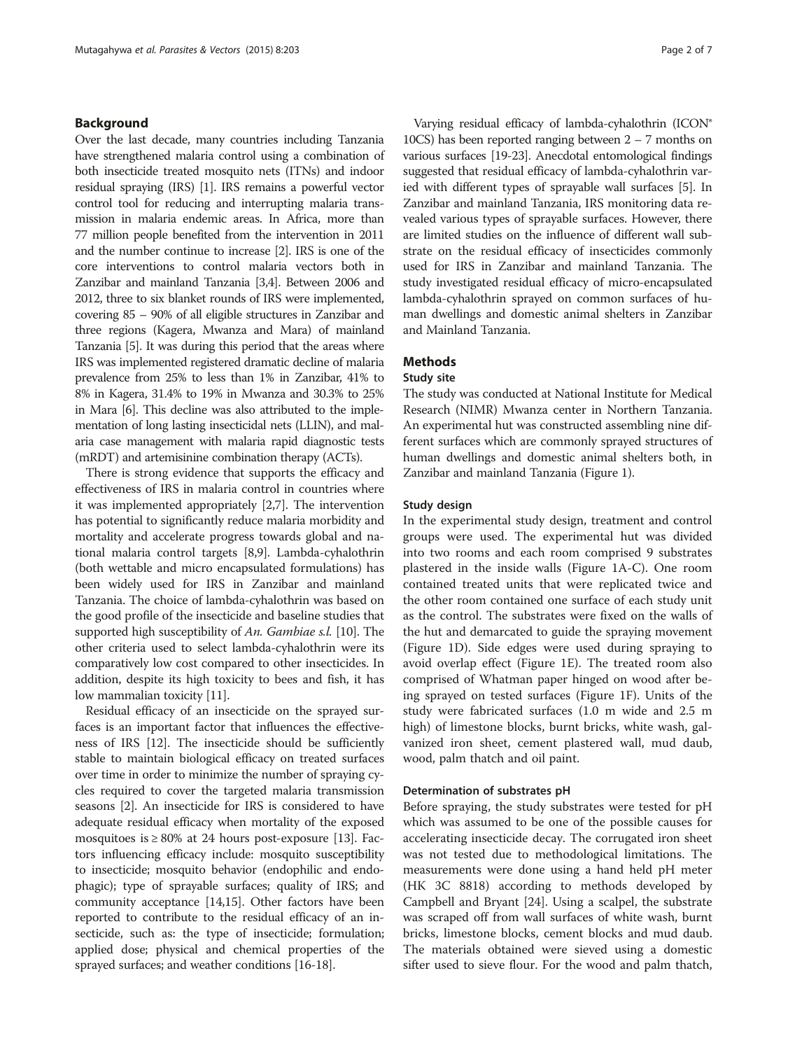## Background

Over the last decade, many countries including Tanzania have strengthened malaria control using a combination of both insecticide treated mosquito nets (ITNs) and indoor residual spraying (IRS) [1]. IRS remains a powerful vector control tool for reducing and interrupting malaria transmission in malaria endemic areas. In Africa, more than 77 million people benefited from the intervention in 2011 and the number continue to increase [2]. IRS is one of the core interventions to control malaria vectors both in Zanzibar and mainland Tanzania [3,4]. Between 2006 and 2012, three to six blanket rounds of IRS were implemented, covering 85 – 90% of all eligible structures in Zanzibar and three regions (Kagera, Mwanza and Mara) of mainland Tanzania [5]. It was during this period that the areas where IRS was implemented registered dramatic decline of malaria prevalence from 25% to less than 1% in Zanzibar, 41% to 8% in Kagera, 31.4% to 19% in Mwanza and 30.3% to 25% in Mara [6]. This decline was also attributed to the implementation of long lasting insecticidal nets (LLIN), and malaria case management with malaria rapid diagnostic tests (mRDT) and artemisinine combination therapy (ACTs).

There is strong evidence that supports the efficacy and effectiveness of IRS in malaria control in countries where it was implemented appropriately [2,7]. The intervention has potential to significantly reduce malaria morbidity and mortality and accelerate progress towards global and national malaria control targets [8,9]. Lambda-cyhalothrin (both wettable and micro encapsulated formulations) has been widely used for IRS in Zanzibar and mainland Tanzania. The choice of lambda-cyhalothrin was based on the good profile of the insecticide and baseline studies that supported high susceptibility of *An. Gambiae s.l.* [10]. The other criteria used to select lambda-cyhalothrin were its comparatively low cost compared to other insecticides. In addition, despite its high toxicity to bees and fish, it has low mammalian toxicity [11].

Residual efficacy of an insecticide on the sprayed surfaces is an important factor that influences the effectiveness of IRS [12]. The insecticide should be sufficiently stable to maintain biological efficacy on treated surfaces over time in order to minimize the number of spraying cycles required to cover the targeted malaria transmission seasons [2]. An insecticide for IRS is considered to have adequate residual efficacy when mortality of the exposed mosquitoes is ≥ 80% at 24 hours post-exposure [13]. Factors influencing efficacy include: mosquito susceptibility to insecticide; mosquito behavior (endophilic and endophagic); type of sprayable surfaces; quality of IRS; and community acceptance [14,15]. Other factors have been reported to contribute to the residual efficacy of an insecticide, such as: the type of insecticide; formulation; applied dose; physical and chemical properties of the sprayed surfaces; and weather conditions [16-18].

Varying residual efficacy of lambda-cyhalothrin (ICON® 10CS) has been reported ranging between 2 – 7 months on various surfaces [19-23]. Anecdotal entomological findings suggested that residual efficacy of lambda-cyhalothrin varied with different types of sprayable wall surfaces [5]. In Zanzibar and mainland Tanzania, IRS monitoring data revealed various types of sprayable surfaces. However, there are limited studies on the influence of different wall substrate on the residual efficacy of insecticides commonly used for IRS in Zanzibar and mainland Tanzania. The study investigated residual efficacy of micro-encapsulated lambda-cyhalothrin sprayed on common surfaces of human dwellings and domestic animal shelters in Zanzibar and Mainland Tanzania.

## Methods

### Study site

The study was conducted at National Institute for Medical Research (NIMR) Mwanza center in Northern Tanzania. An experimental hut was constructed assembling nine different surfaces which are commonly sprayed structures of human dwellings and domestic animal shelters both, in Zanzibar and mainland Tanzania (Figure 1).

### Study design

In the experimental study design, treatment and control groups were used. The experimental hut was divided into two rooms and each room comprised 9 substrates plastered in the inside walls (Figure 1A-C). One room contained treated units that were replicated twice and the other room contained one surface of each study unit as the control. The substrates were fixed on the walls of the hut and demarcated to guide the spraying movement (Figure 1D). Side edges were used during spraying to avoid overlap effect (Figure 1E). The treated room also comprised of Whatman paper hinged on wood after being sprayed on tested surfaces (Figure 1F). Units of the study were fabricated surfaces (1.0 m wide and 2.5 m high) of limestone blocks, burnt bricks, white wash, galvanized iron sheet, cement plastered wall, mud daub, wood, palm thatch and oil paint.

### Determination of substrates pH

Before spraying, the study substrates were tested for pH which was assumed to be one of the possible causes for accelerating insecticide decay. The corrugated iron sheet was not tested due to methodological limitations. The measurements were done using a hand held pH meter (HK 3C 8818) according to methods developed by Campbell and Bryant [24]. Using a scalpel, the substrate was scraped off from wall surfaces of white wash, burnt bricks, limestone blocks, cement blocks and mud daub. The materials obtained were sieved using a domestic sifter used to sieve flour. For the wood and palm thatch,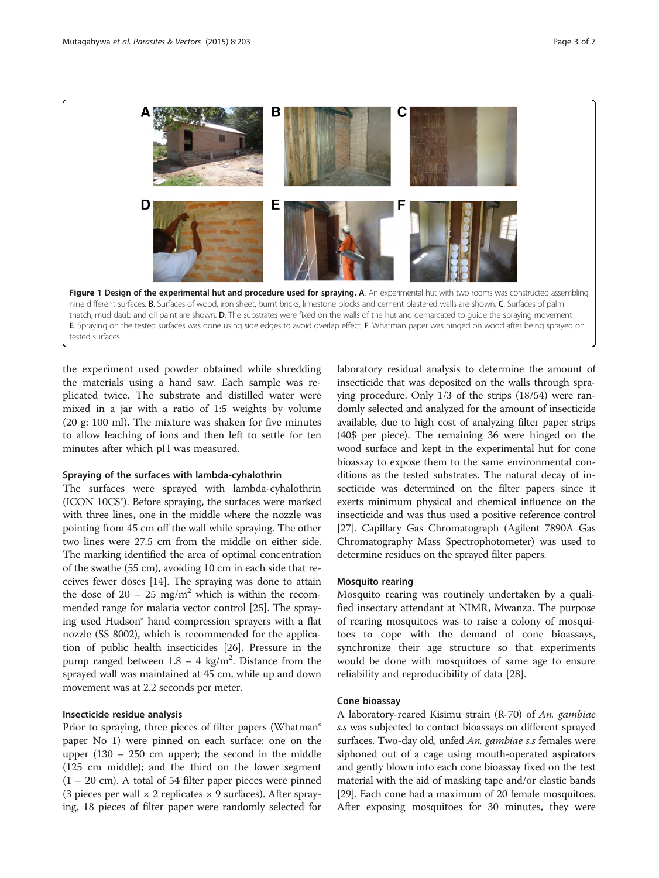**Figure 1 Design of the experimental hut and procedure used for spraying. A**. An experimental hut with two rooms was constructed assembling nine different surfaces. **B**. Surfaces of wood, iron sheet, burnt bricks, limestone blocks and cement plastered walls are shown. **C**. Surfaces of palm thatch, mud daub and oil paint are shown. **D**. The substrates were fixed on the walls of the hut and demarcated to guide the spraying movement **E**. Spraying on the tested surfaces was done using side edges to avoid overlap effect. **F**. Whatman paper was hinged on wood after being sprayed on tested surfaces.

the experiment used powder obtained while shredding the materials using a hand saw. Each sample was replicated twice. The substrate and distilled water were mixed in a jar with a ratio of 1:5 weights by volume (20 g: 100 ml). The mixture was shaken for five minutes to allow leaching of ions and then left to settle for ten minutes after which pH was measured.

### Spraying of the surfaces with lambda-cyhalothrin

The surfaces were sprayed with lambda-cyhalothrin (ICON 10CS®). Before spraying, the surfaces were marked with three lines, one in the middle where the nozzle was pointing from 45 cm off the wall while spraying. The other two lines were 27.5 cm from the middle on either side. The marking identified the area of optimal concentration of the swathe (55 cm), avoiding 10 cm in each side that receives fewer doses [14]. The spraying was done to attain the dose of 20 – 25 mg/m$^2$ which is within the recommended range for malaria vector control [25]. The spraying used Hudson® hand compression sprayers with a flat nozzle (SS 8002), which is recommended for the application of public health insecticides [26]. Pressure in the pump ranged between 1.8 – 4 kg/m$^2$. Distance from the sprayed wall was maintained at 45 cm, while up and down movement was at 2.2 seconds per meter.

### Insecticide residue analysis

Prior to spraying, three pieces of filter papers (Whatman® paper No 1) were pinned on each surface: one on the upper (130 – 250 cm upper); the second in the middle (125 cm middle); and the third on the lower segment (1 – 20 cm). A total of 54 filter paper pieces were pinned (3 pieces per wall × 2 replicates × 9 surfaces). After spraying, 18 pieces of filter paper were randomly selected for laboratory residual analysis to determine the amount of insecticide that was deposited on the walls through spraying procedure. Only 1/3 of the strips (18/54) were randomly selected and analyzed for the amount of insecticide available, due to high cost of analyzing filter paper strips (40$ per piece). The remaining 36 were hinged on the wood surface and kept in the experimental hut for cone bioassay to expose them to the same environmental conditions as the tested substrates. The natural decay of insecticide was determined on the filter papers since it exerts minimum physical and chemical influence on the insecticide and was thus used a positive reference control [27]. Capillary Gas Chromatograph (Agilent 7890A Gas Chromatography Mass Spectrophotometer) was used to determine residues on the sprayed filter papers.

### Mosquito rearing

Mosquito rearing was routinely undertaken by a qualified insectary attendant at NIMR, Mwanza. The purpose of rearing mosquitoes was to raise a colony of mosquitoes to cope with the demand of cone bioassays, synchronize their age structure so that experiments would be done with mosquitoes of same age to ensure reliability and reproducibility of data [28].

### Cone bioassay

A laboratory-reared Kisimu strain (R-70) of *An. gambiae s.s* was subjected to contact bioassays on different sprayed surfaces. Two-day old, unfed *An. gambiae s.s* females were siphoned out of a cage using mouth-operated aspirators and gently blown into each cone bioassay fixed on the test material with the aid of masking tape and/or elastic bands [29]. Each cone had a maximum of 20 female mosquitoes. After exposing mosquitoes for 30 minutes, they were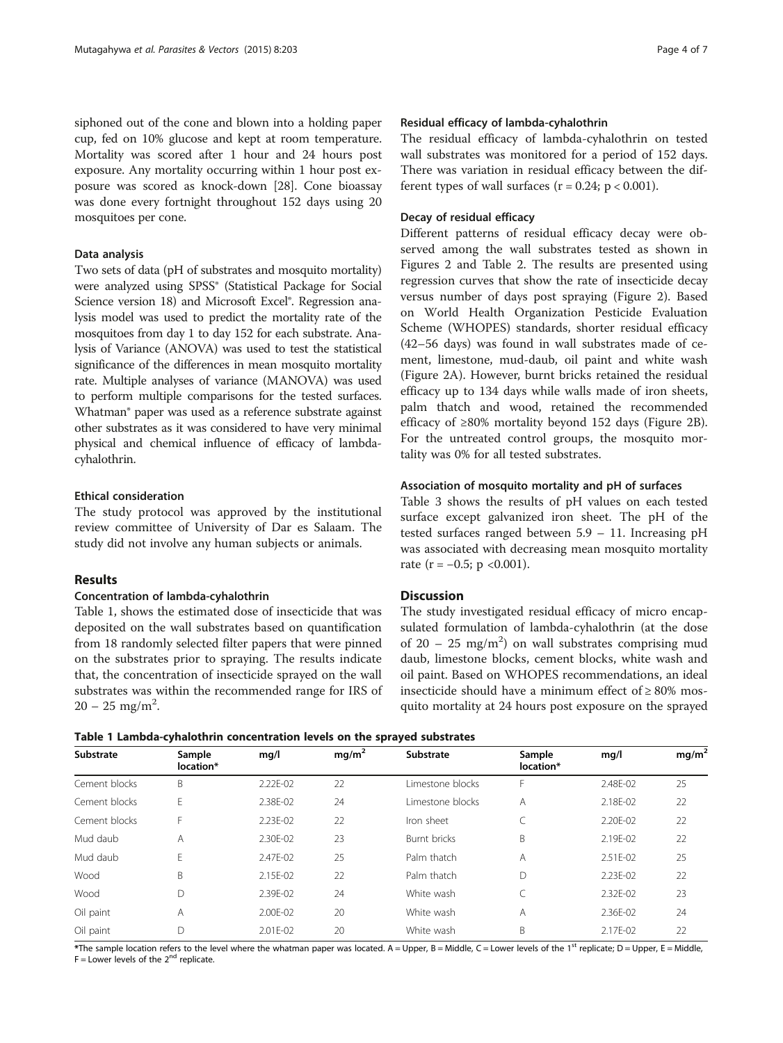siphoned out of the cone and blown into a holding paper cup, fed on 10% glucose and kept at room temperature. Mortality was scored after 1 hour and 24 hours post exposure. Any mortality occurring within 1 hour post exposure was scored as knock-down [28]. Cone bioassay was done every fortnight throughout 152 days using 20 mosquitoes per cone.

### Data analysis

Two sets of data (pH of substrates and mosquito mortality) were analyzed using SPSS® (Statistical Package for Social Science version 18) and Microsoft Excel®. Regression analysis model was used to predict the mortality rate of the mosquitoes from day 1 to day 152 for each substrate. Analysis of Variance (ANOVA) was used to test the statistical significance of the differences in mean mosquito mortality rate. Multiple analyses of variance (MANOVA) was used to perform multiple comparisons for the tested surfaces. Whatman® paper was used as a reference substrate against other substrates as it was considered to have very minimal physical and chemical influence of efficacy of lambda-cyhalothrin.

### Ethical consideration

The study protocol was approved by the institutional review committee of University of Dar es Salaam. The study did not involve any human subjects or animals.

## Results

### Concentration of lambda-cyhalothrin

Table 1, shows the estimated dose of insecticide that was deposited on the wall substrates based on quantification from 18 randomly selected filter papers that were pinned on the substrates prior to spraying. The results indicate that, the concentration of insecticide sprayed on the wall substrates was within the recommended range for IRS of $20 - 25$ mg/m$^2$.

### Residual efficacy of lambda-cyhalothrin

The residual efficacy of lambda-cyhalothrin on tested wall substrates was monitored for a period of 152 days. There was variation in residual efficacy between the different types of wall surfaces ($r = 0.24$; $p < 0.001$).

### Decay of residual efficacy

Different patterns of residual efficacy decay were observed among the wall substrates tested as shown in Figures 2 and Table 2. The results are presented using regression curves that show the rate of insecticide decay versus number of days post spraying (Figure 2). Based on World Health Organization Pesticide Evaluation Scheme (WHOPES) standards, shorter residual efficacy (42–56 days) was found in wall substrates made of cement, limestone, mud-daub, oil paint and white wash (Figure 2A). However, burnt bricks retained the residual efficacy up to 134 days while walls made of iron sheets, palm thatch and wood, retained the recommended efficacy of ≥80% mortality beyond 152 days (Figure 2B). For the untreated control groups, the mosquito mortality was 0% for all tested substrates.

### Association of mosquito mortality and pH of surfaces

Table 3 shows the results of pH values on each tested surface except galvanized iron sheet. The pH of the tested surfaces ranged between 5.9 – 11. Increasing pH was associated with decreasing mean mosquito mortality rate ($r = -0.5$; $p < 0.001$).

## Discussion

The study investigated residual efficacy of micro encapsulated formulation of lambda-cyhalothrin (at the dose of $20 - 25$ mg/m$^2$) on wall substrates comprising mud daub, limestone blocks, cement blocks, white wash and oil paint. Based on WHOPES recommendations, an ideal insecticide should have a minimum effect of ≥ 80% mosquito mortality at 24 hours post exposure on the sprayed

**Table 1 Lambda-cyhalothrin concentration levels on the sprayed substrates**

| Substrate | Sample location* | mg/l | mg/m$^2$ | Substrate | Sample location* | mg/l | mg/m$^2$ |
|---|---|---|---|---|---|---|---|
| Cement blocks | B | 2.22E-02 | 22 | Limestone blocks | F | 2.48E-02 | 25 |
| Cement blocks | E | 2.38E-02 | 24 | Limestone blocks | A | 2.18E-02 | 22 |
| Cement blocks | F | 2.23E-02 | 22 | Iron sheet | C | 2.20E-02 | 22 |
| Mud daub | A | 2.30E-02 | 23 | Burnt bricks | B | 2.19E-02 | 22 |
| Mud daub | E | 2.47E-02 | 25 | Palm thatch | A | 2.51E-02 | 25 |
| Wood | B | 2.15E-02 | 22 | Palm thatch | D | 2.23E-02 | 22 |
| Wood | D | 2.39E-02 | 24 | White wash | C | 2.32E-02 | 23 |
| Oil paint | A | 2.00E-02 | 20 | White wash | A | 2.36E-02 | 24 |
| Oil paint | D | 2.01E-02 | 20 | White wash | B | 2.17E-02 | 22 |

*The sample location refers to the level where the whatman paper was located. A = Upper, B = Middle, C = Lower levels of the 1st replicate; D = Upper, E = Middle, F = Lower levels of the 2nd replicate.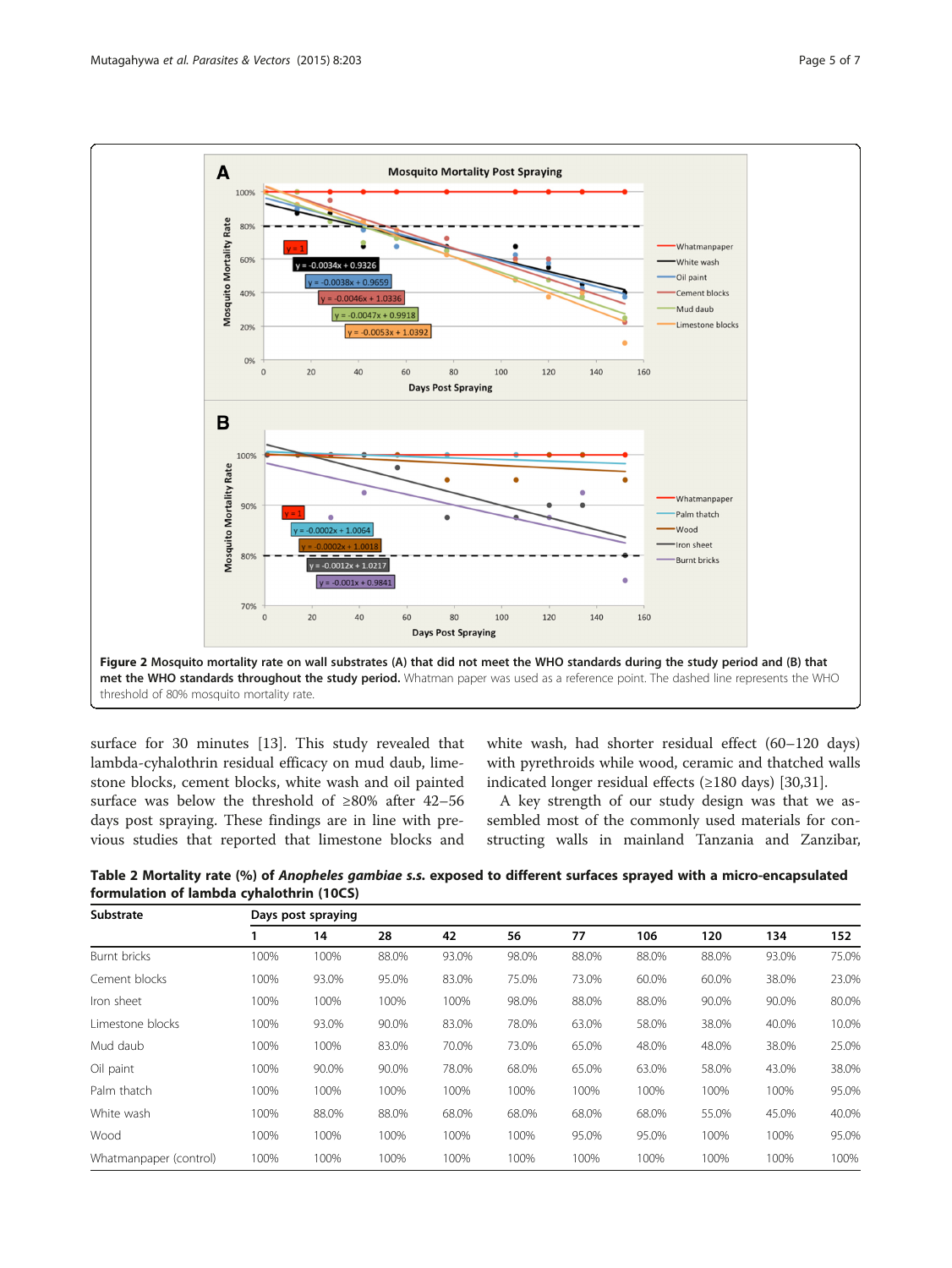**Figure 2 Mosquito mortality rate on wall substrates (A) that did not meet the WHO standards during the study period and (B) that met the WHO standards throughout the study period.** Whatman paper was used as a reference point. The dashed line represents the WHO threshold of 80% mosquito mortality rate.

surface for 30 minutes [13]. This study revealed that lambda-cyhalothrin residual efficacy on mud daub, limestone blocks, cement blocks, white wash and oil painted surface was below the threshold of ≥80% after 42–56 days post spraying. These findings are in line with previous studies that reported that limestone blocks and white wash, had shorter residual effect (60–120 days) with pyrethroids while wood, ceramic and thatched walls indicated longer residual effects (≥180 days) [30,31].

A key strength of our study design was that we assembled most of the commonly used materials for constructing walls in mainland Tanzania and Zanzibar,

**Table 2 Mortality rate (%) of *Anopheles gambiae s.s.* exposed to different surfaces sprayed with a micro-encapsulated formulation of lambda cyhalothrin (10CS)**

| Substrate | Days post spraying | | | | | | | | | |
|---|---|---|---|---|---|---|---|---|---|---|
| | 1 | 14 | 28 | 42 | 56 | 77 | 106 | 120 | 134 | 152 |
| Burnt bricks | 100% | 100% | 88.0% | 93.0% | 98.0% | 88.0% | 88.0% | 88.0% | 93.0% | 75.0% |
| Cement blocks | 100% | 93.0% | 95.0% | 83.0% | 75.0% | 73.0% | 60.0% | 60.0% | 38.0% | 23.0% |
| Iron sheet | 100% | 100% | 100% | 100% | 98.0% | 88.0% | 88.0% | 90.0% | 90.0% | 80.0% |
| Limestone blocks | 100% | 93.0% | 90.0% | 83.0% | 78.0% | 63.0% | 58.0% | 38.0% | 40.0% | 10.0% |
| Mud daub | 100% | 100% | 83.0% | 70.0% | 73.0% | 65.0% | 48.0% | 48.0% | 38.0% | 25.0% |
| Oil paint | 100% | 90.0% | 90.0% | 78.0% | 68.0% | 65.0% | 63.0% | 58.0% | 43.0% | 38.0% |
| Palm thatch | 100% | 100% | 100% | 100% | 100% | 100% | 100% | 100% | 100% | 95.0% |
| White wash | 100% | 88.0% | 88.0% | 68.0% | 68.0% | 68.0% | 68.0% | 55.0% | 45.0% | 40.0% |
| Wood | 100% | 100% | 100% | 100% | 100% | 95.0% | 95.0% | 100% | 100% | 95.0% |
| Whatmanpaper (control) | 100% | 100% | 100% | 100% | 100% | 100% | 100% | 100% | 100% | 100% |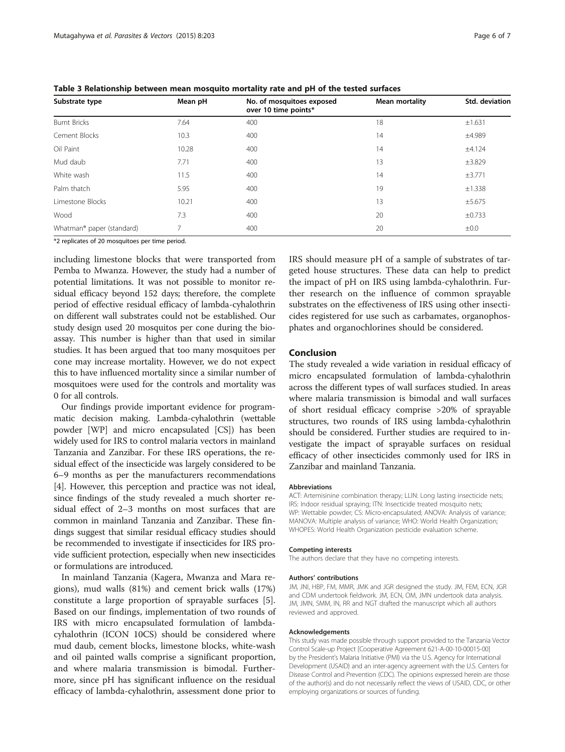**Table 3 Relationship between mean mosquito mortality rate and pH of the tested surfaces**

| Substrate type | Mean pH | No. of mosquitoes exposed over 10 time points* | Mean mortality | Std. deviation |
|---|---|---|---|---|
| Burnt Bricks | 7.64 | 400 | 18 | ±1.631 |
| Cement Blocks | 10.3 | 400 | 14 | ±4.989 |
| Oil Paint | 10.28 | 400 | 14 | ±4.124 |
| Mud daub | 7.71 | 400 | 13 | ±3.829 |
| White wash | 11.5 | 400 | 14 | ±3.771 |
| Palm thatch | 5.95 | 400 | 19 | ±1.338 |
| Limestone Blocks | 10.21 | 400 | 13 | ±5.675 |
| Wood | 7.3 | 400 | 20 | ±0.733 |
| Whatman® paper (standard) | 7 | 400 | 20 | ±0.0 |

*2 replicates of 20 mosquitoes per time period.

including limestone blocks that were transported from Pemba to Mwanza. However, the study had a number of potential limitations. It was not possible to monitor residual efficacy beyond 152 days; therefore, the complete period of effective residual efficacy of lambda-cyhalothrin on different wall substrates could not be established. Our study design used 20 mosquitos per cone during the bioassay. This number is higher than that used in similar studies. It has been argued that too many mosquitoes per cone may increase mortality. However, we do not expect this to have influenced mortality since a similar number of mosquitoes were used for the controls and mortality was 0 for all controls.

Our findings provide important evidence for programmatic decision making. Lambda-cyhalothrin (wettable powder [WP] and micro encapsulated [CS]) has been widely used for IRS to control malaria vectors in mainland Tanzania and Zanzibar. For these IRS operations, the residual effect of the insecticide was largely considered to be 6–9 months as per the manufacturers recommendations [4]. However, this perception and practice was not ideal, since findings of the study revealed a much shorter residual effect of 2–3 months on most surfaces that are common in mainland Tanzania and Zanzibar. These findings suggest that similar residual efficacy studies should be recommended to investigate if insecticides for IRS provide sufficient protection, especially when new insecticides or formulations are introduced.

In mainland Tanzania (Kagera, Mwanza and Mara regions), mud walls (81%) and cement brick walls (17%) constitute a large proportion of sprayable surfaces [5]. Based on our findings, implementation of two rounds of IRS with micro encapsulated formulation of lambda-cyhalothrin (ICON 10CS) should be considered where mud daub, cement blocks, limestone blocks, white-wash and oil painted walls comprise a significant proportion, and where malaria transmission is bimodal. Furthermore, since pH has significant influence on the residual efficacy of lambda-cyhalothrin, assessment done prior to IRS should measure pH of a sample of substrates of targeted house structures. These data can help to predict the impact of pH on IRS using lambda-cyhalothrin. Further research on the influence of common sprayable substrates on the effectiveness of IRS using other insecticides registered for use such as carbamates, organophosphates and organochlorines should be considered.

## Conclusion

The study revealed a wide variation in residual efficacy of micro encapsulated formulation of lambda-cyhalothrin across the different types of wall surfaces studied. In areas where malaria transmission is bimodal and wall surfaces of short residual efficacy comprise >20% of sprayable structures, two rounds of IRS using lambda-cyhalothrin should be considered. Further studies are required to investigate the impact of sprayable surfaces on residual efficacy of other insecticides commonly used for IRS in Zanzibar and mainland Tanzania.

#### Abbreviations

ACT: Artemisinine combination therapy; LLIN: Long lasting insecticide nets; IRS: Indoor residual spraying; ITN: Insecticide treated mosquito nets; WP: Wettable powder; CS: Micro-encapsulated; ANOVA: Analysis of variance; MANOVA: Multiple analysis of variance; WHO: World Health Organization; WHOPES: World Health Organization pesticide evaluation scheme.

#### Competing interests

The authors declare that they have no competing interests.

#### Authors' contributions

JM, JNI, HBP, FM, MMR, JMK and JGR designed the study. JM, FEM, ECN, JGR and CDM undertook fieldwork. JM, ECN, OM, JMN undertook data analysis. JM, JMN, SMM, IN, RR and NGT drafted the manuscript which all authors reviewed and approved.

#### Acknowledgements

This study was made possible through support provided to the Tanzania Vector Control Scale-up Project [Cooperative Agreement 621-A-00-10-00015-00] by the President's Malaria Initiative (PMI) via the U.S. Agency for International Development (USAID) and an inter-agency agreement with the U.S. Centers for Disease Control and Prevention (CDC). The opinions expressed herein are those of the author(s) and do not necessarily reflect the views of USAID, CDC, or other employing organizations or sources of funding.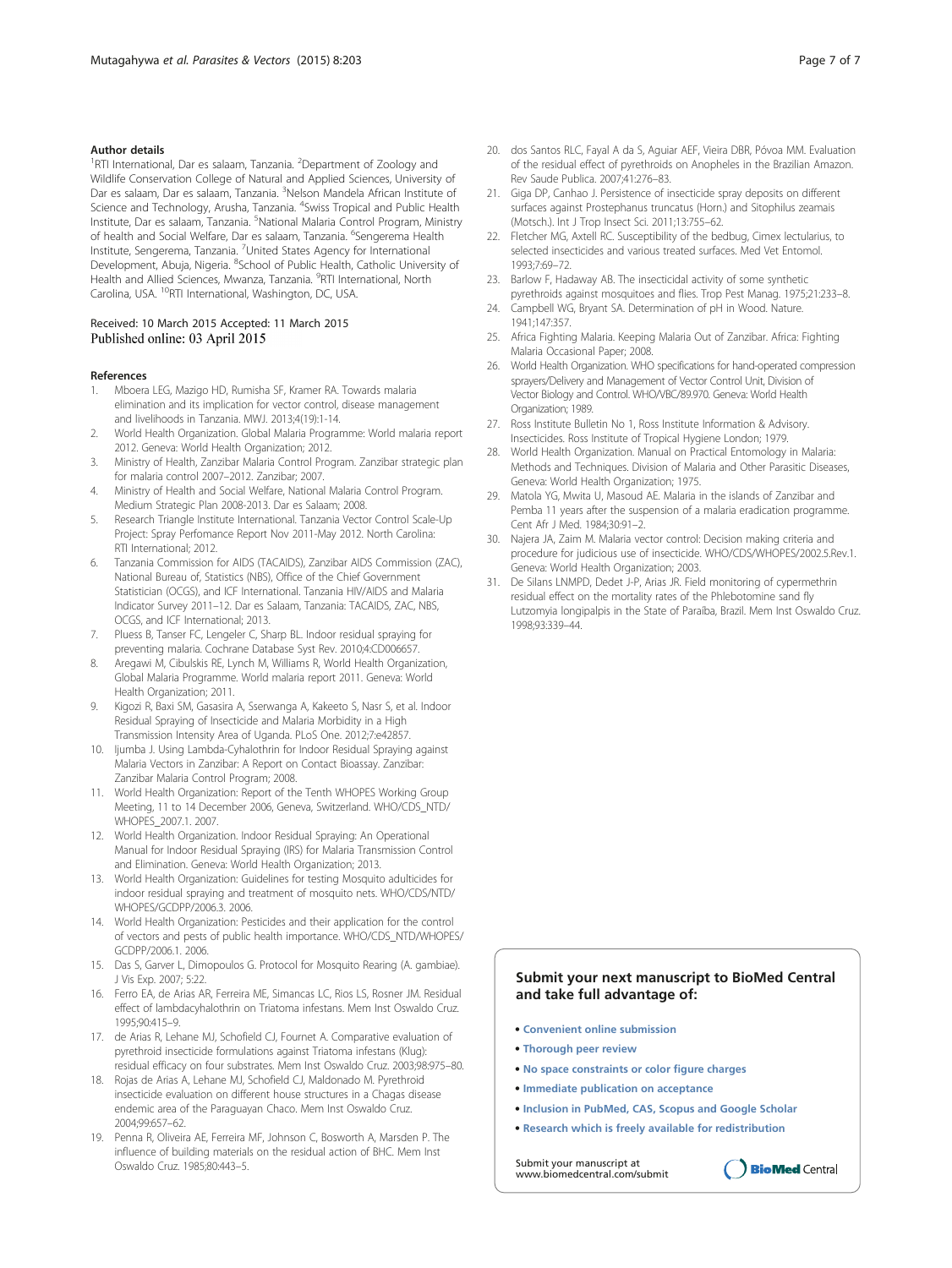#### Author details

[1]RTI International, Dar es salaam, Tanzania. [2]Department of Zoology and Wildlife Conservation College of Natural and Applied Sciences, University of Dar es salaam, Dar es salaam, Tanzania. [3]Nelson Mandela African Institute of Science and Technology, Arusha, Tanzania. [4]Swiss Tropical and Public Health Institute, Dar es salaam, Tanzania. [5]National Malaria Control Program, Ministry of health and Social Welfare, Dar es salaam, Tanzania. [6]Sengerema Health Institute, Sengerema, Tanzania. [7]United States Agency for International Development, Abuja, Nigeria. [8]School of Public Health, Catholic University of Health and Allied Sciences, Mwanza, Tanzania. [9]RTI International, North Carolina, USA. [10]RTI International, Washington, DC, USA.

Received: 10 March 2015 Accepted: 11 March 2015
Published online: 03 April 2015

#### References

1. Mboera LEG, Mazigo HD, Rumisha SF, Kramer RA. Towards malaria elimination and its implication for vector control, disease management and livelihoods in Tanzania. MWJ. 2013;4(19):1-14.
2. World Health Organization. Global Malaria Programme: World malaria report 2012. Geneva: World Health Organization; 2012.
3. Ministry of Health, Zanzibar Malaria Control Program. Zanzibar strategic plan for malaria control 2007–2012. Zanzibar; 2007.
4. Ministry of Health and Social Welfare, National Malaria Control Program. Medium Strategic Plan 2008-2013. Dar es Salaam; 2008.
5. Research Triangle Institute International. Tanzania Vector Control Scale-Up Project: Spray Perfomance Report Nov 2011-May 2012. North Carolina: RTI International; 2012.
6. Tanzania Commission for AIDS (TACAIDS), Zanzibar AIDS Commission (ZAC), National Bureau of, Statistics (NBS), Office of the Chief Government Statistician (OCGS), and ICF International. Tanzania HIV/AIDS and Malaria Indicator Survey 2011–12. Dar es Salaam, Tanzania: TACAIDS, ZAC, NBS, OCGS, and ICF International; 2013.
7. Pluess B, Tanser FC, Lengeler C, Sharp BL. Indoor residual spraying for preventing malaria. Cochrane Database Syst Rev. 2010;4:CD006657.
8. Aregawi M, Cibulskis RE, Lynch M, Williams R, World Health Organization, Global Malaria Programme. World malaria report 2011. Geneva: World Health Organization; 2011.
9. Kigozi R, Baxi SM, Gasasira A, Sserwanga A, Kakeeto S, Nasr S, et al. Indoor Residual Spraying of Insecticide and Malaria Morbidity in a High Transmission Intensity Area of Uganda. PLoS One. 2012;7:e42857.
10. Ijumba J. Using Lambda-Cyhalothrin for Indoor Residual Spraying against Malaria Vectors in Zanzibar: A Report on Contact Bioassay. Zanzibar: Zanzibar Malaria Control Program; 2008.
11. World Health Organization: Report of the Tenth WHOPES Working Group Meeting, 11 to 14 December 2006, Geneva, Switzerland. WHO/CDS_NTD/WHOPES_2007.1. 2007.
12. World Health Organization. Indoor Residual Spraying: An Operational Manual for Indoor Residual Spraying (IRS) for Malaria Transmission Control and Elimination. Geneva: World Health Organization; 2013.
13. World Health Organization: Guidelines for testing Mosquito adulticides for indoor residual spraying and treatment of mosquito nets. WHO/CDS/NTD/WHOPES/GCDPP/2006.3. 2006.
14. World Health Organization: Pesticides and their application for the control of vectors and pests of public health importance. WHO/CDS_NTD/WHOPES/GCDPP/2006.1. 2006.
15. Das S, Garver L, Dimopoulos G. Protocol for Mosquito Rearing (A. gambiae). J Vis Exp. 2007; 5:22.
16. Ferro EA, de Arias AR, Ferreira ME, Simancas LC, Rios LS, Rosner JM. Residual effect of lambdacyhalothrin on Triatoma infestans. Mem Inst Oswaldo Cruz. 1995;90:415–9.
17. de Arias R, Lehane MJ, Schofield CJ, Fournet A. Comparative evaluation of pyrethroid insecticide formulations against Triatoma infestans (Klug): residual efficacy on four substrates. Mem Inst Oswaldo Cruz. 2003;98:975–80.
18. Rojas de Arias A, Lehane MJ, Schofield CJ, Maldonado M. Pyrethroid insecticide evaluation on different house structures in a Chagas disease endemic area of the Paraguayan Chaco. Mem Inst Oswaldo Cruz. 2004;99:657–62.
19. Penna R, Oliveira AE, Ferreira MF, Johnson C, Bosworth A, Marsden P. The influence of building materials on the residual action of BHC. Mem Inst Oswaldo Cruz. 1985;80:443–5.
20. dos Santos RLC, Fayal A da S, Aguiar AEF, Vieira DBR, Póvoa MM. Evaluation of the residual effect of pyrethroids on Anopheles in the Brazilian Amazon. Rev Saude Publica. 2007;41:276–83.
21. Giga DP, Canhao J. Persistence of insecticide spray deposits on different surfaces against Prostephanus truncatus (Horn.) and Sitophilus zeamais (Motsch.). Int J Trop Insect Sci. 2011;13:755–62.
22. Fletcher MG, Axtell RC. Susceptibility of the bedbug, Cimex lectularius, to selected insecticides and various treated surfaces. Med Vet Entomol. 1993;7:69–72.
23. Barlow F, Hadaway AB. The insecticidal activity of some synthetic pyrethroids against mosquitoes and flies. Trop Pest Manag. 1975;21:233–8.
24. Campbell WG, Bryant SA. Determination of pH in Wood. Nature. 1941;147:357.
25. Africa Fighting Malaria. Keeping Malaria Out of Zanzibar. Africa: Fighting Malaria Occasional Paper; 2008.
26. World Health Organization. WHO specifications for hand-operated compression sprayers/Delivery and Management of Vector Control Unit, Division of Vector Biology and Control. WHO/VBC/89.970. Geneva: World Health Organization; 1989.
27. Ross Institute Bulletin No 1, Ross Institute Information & Advisory. Insecticides. Ross Institute of Tropical Hygiene London; 1979.
28. World Health Organization. Manual on Practical Entomology in Malaria: Methods and Techniques. Division of Malaria and Other Parasitic Diseases, Geneva: World Health Organization; 1975.
29. Matola YG, Mwita U, Masoud AE. Malaria in the islands of Zanzibar and Pemba 11 years after the suspension of a malaria eradication programme. Cent Afr J Med. 1984;30:91–2.
30. Najera JA, Zaim M. Malaria vector control: Decision making criteria and procedure for judicious use of insecticide. WHO/CDS/WHOPES/2002.5.Rev.1. Geneva: World Health Organization; 2003.
31. De Silans LNMPD, Dedet J-P, Arias JR. Field monitoring of cypermethrin residual effect on the mortality rates of the Phlebotomine sand fly Lutzomyia longipalpis in the State of Paraíba, Brazil. Mem Inst Oswaldo Cruz. 1998;93:339–44.

**Submit your next manuscript to BioMed Central and take full advantage of:**

- Convenient online submission
- Thorough peer review
- No space constraints or color figure charges
- Immediate publication on acceptance
- Inclusion in PubMed, CAS, Scopus and Google Scholar
- Research which is freely available for redistribution

Submit your manuscript at
www.biomedcentral.com/submit

BioMed Central